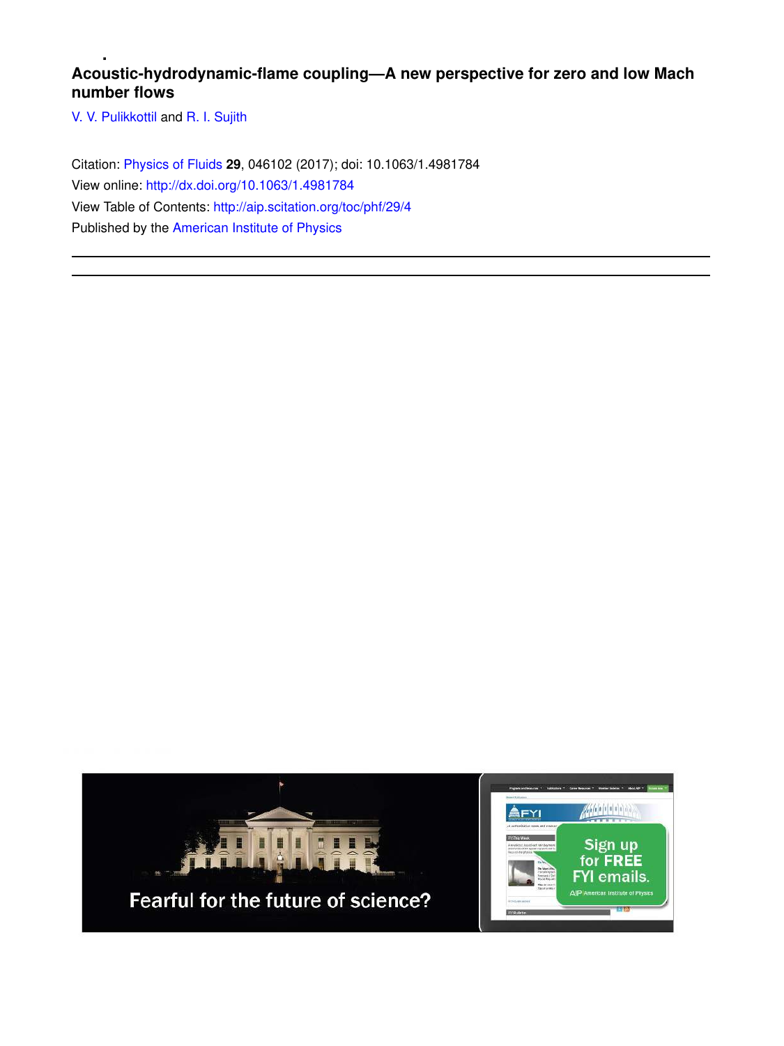# Acoustic-hydrodynamic-flame coupling—A new perspective for zero and low Mach number flows

V. V. Pulikkottil and R. I. Sujith

Citation: Physics of Fluids **29**, 046102 (2017); doi: 10.1063/1.4981784

View online: http://dx.doi.org/10.1063/1.4981784

View Table of Contents: http://aip.scitation.org/toc/phf/29/4

Published by the American Institute of Physics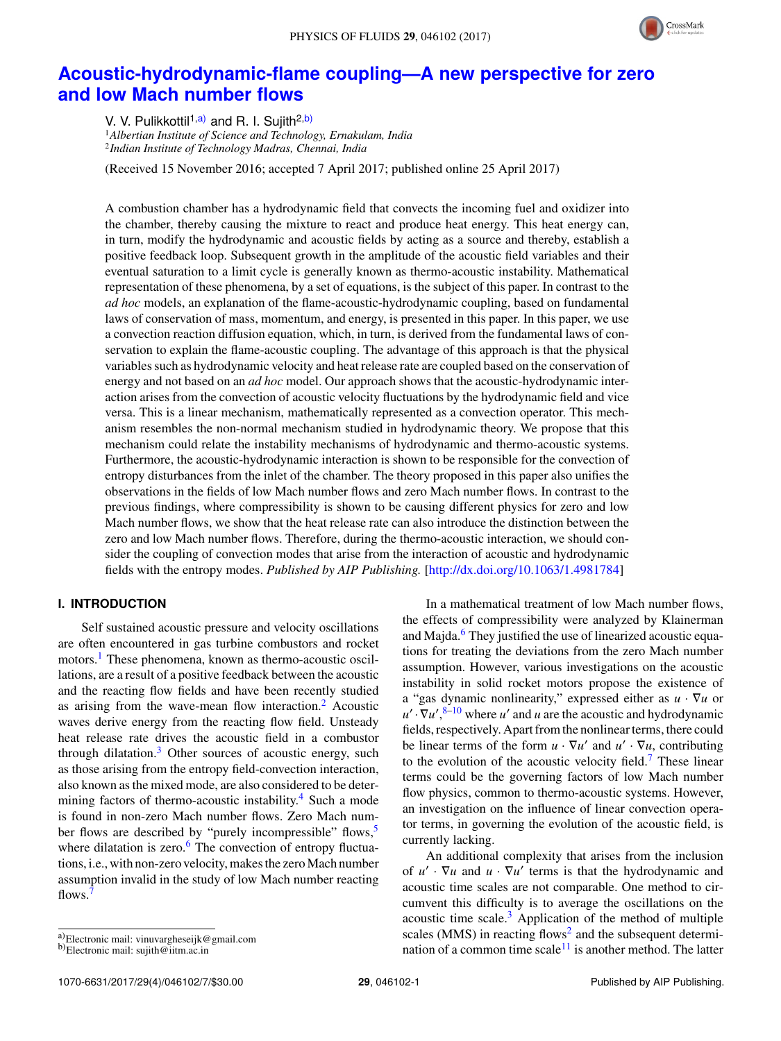# Acoustic-hydrodynamic-flame coupling—A new perspective for zero and low Mach number flows

V. V. Pulikkottil[1,a)] and R. I. Sujith[2,b)]

[1]*Albertian Institute of Science and Technology, Ernakulam, India*
[2]*Indian Institute of Technology Madras, Chennai, India*

(Received 15 November 2016; accepted 7 April 2017; published online 25 April 2017)

A combustion chamber has a hydrodynamic field that convects the incoming fuel and oxidizer into the chamber, thereby causing the mixture to react and produce heat energy. This heat energy can, in turn, modify the hydrodynamic and acoustic fields by acting as a source and thereby, establish a positive feedback loop. Subsequent growth in the amplitude of the acoustic field variables and their eventual saturation to a limit cycle is generally known as thermo-acoustic instability. Mathematical representation of these phenomena, by a set of equations, is the subject of this paper. In contrast to the *ad hoc* models, an explanation of the flame-acoustic-hydrodynamic coupling, based on fundamental laws of conservation of mass, momentum, and energy, is presented in this paper. In this paper, we use a convection reaction diffusion equation, which, in turn, is derived from the fundamental laws of conservation to explain the flame-acoustic coupling. The advantage of this approach is that the physical variables such as hydrodynamic velocity and heat release rate are coupled based on the conservation of energy and not based on an *ad hoc* model. Our approach shows that the acoustic-hydrodynamic interaction arises from the convection of acoustic velocity fluctuations by the hydrodynamic field and vice versa. This is a linear mechanism, mathematically represented as a convection operator. This mechanism resembles the non-normal mechanism studied in hydrodynamic theory. We propose that this mechanism could relate the instability mechanisms of hydrodynamic and thermo-acoustic systems. Furthermore, the acoustic-hydrodynamic interaction is shown to be responsible for the convection of entropy disturbances from the inlet of the chamber. The theory proposed in this paper also unifies the observations in the fields of low Mach number flows and zero Mach number flows. In contrast to the previous findings, where compressibility is shown to be causing different physics for zero and low Mach number flows, we show that the heat release rate can also introduce the distinction between the zero and low Mach number flows. Therefore, during the thermo-acoustic interaction, we should consider the coupling of convection modes that arise from the interaction of acoustic and hydrodynamic fields with the entropy modes. *Published by AIP Publishing.* [http://dx.doi.org/10.1063/1.4981784]

## I. INTRODUCTION

Self sustained acoustic pressure and velocity oscillations are often encountered in gas turbine combustors and rocket motors.[1] These phenomena, known as thermo-acoustic oscillations, are a result of a positive feedback between the acoustic and the reacting flow fields and have been recently studied as arising from the wave-mean flow interaction.[2] Acoustic waves derive energy from the reacting flow field. Unsteady heat release rate drives the acoustic field in a combustor through dilatation.[3] Other sources of acoustic energy, such as those arising from the entropy field-convection interaction, also known as the mixed mode, are also considered to be determining factors of thermo-acoustic instability.[4] Such a mode is found in non-zero Mach number flows. Zero Mach number flows are described by "purely incompressible" flows,[5] where dilatation is zero.[6] The convection of entropy fluctuations, i.e., with non-zero velocity, makes the zero Mach number assumption invalid in the study of low Mach number reacting flows.[7]

In a mathematical treatment of low Mach number flows, the effects of compressibility were analyzed by Klainerman and Majda.[6] They justified the use of linearized acoustic equations for treating the deviations from the zero Mach number assumption. However, various investigations on the acoustic instability in solid rocket motors propose the existence of a "gas dynamic nonlinearity," expressed either as $u \cdot \nabla u$ or $u' \cdot \nabla u'$,[8–10] where $u'$ and $u$ are the acoustic and hydrodynamic fields, respectively. Apart from the nonlinear terms, there could be linear terms of the form $u \cdot \nabla u'$ and $u' \cdot \nabla u$, contributing to the evolution of the acoustic velocity field.[7] These linear terms could be the governing factors of low Mach number flow physics, common to thermo-acoustic systems. However, an investigation on the influence of linear convection operator terms, in governing the evolution of the acoustic field, is currently lacking.

An additional complexity that arises from the inclusion of $u' \cdot \nabla u$ and $u \cdot \nabla u'$ terms is that the hydrodynamic and acoustic time scales are not comparable. One method to circumvent this difficulty is to average the oscillations on the acoustic time scale.[3] Application of the method of multiple scales (MMS) in reacting flows[2] and the subsequent determination of a common time scale[11] is another method. The latter

[a)]Electronic mail: vinuvargheseijk@gmail.com
[b)]Electronic mail: sujith@iitm.ac.in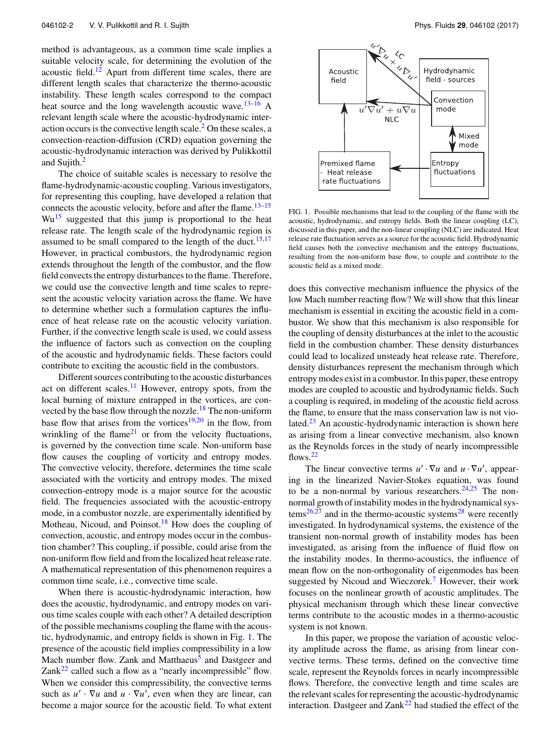method is advantageous, as a common time scale implies a suitable velocity scale, for determining the evolution of the acoustic field.[12] Apart from different time scales, there are different length scales that characterize the thermo-acoustic instability. These length scales correspond to the compact heat source and the long wavelength acoustic wave.[13–16] A relevant length scale where the acoustic-hydrodynamic interaction occurs is the convective length scale.[2] On these scales, a convection-reaction-diffusion (CRD) equation governing the acoustic-hydrodynamic interaction was derived by Pulikkottil and Sujith.[2]

The choice of suitable scales is necessary to resolve the flame-hydrodynamic-acoustic coupling. Various investigators, for representing this coupling, have developed a relation that connects the acoustic velocity, before and after the flame.[13–15] Wu[15] suggested that this jump is proportional to the heat release rate. The length scale of the hydrodynamic region is assumed to be small compared to the length of the duct.[15,17] However, in practical combustors, the hydrodynamic region extends throughout the length of the combustor, and the flow field convects the entropy disturbances to the flame. Therefore, we could use the convective length and time scales to represent the acoustic velocity variation across the flame. We have to determine whether such a formulation captures the influence of heat release rate on the acoustic velocity variation. Further, if the convective length scale is used, we could assess the influence of factors such as convection on the coupling of the acoustic and hydrodynamic fields. These factors could contribute to exciting the acoustic field in the combustors.

Different sources contributing to the acoustic disturbances act on different scales.[11] However, entropy spots, from the local burning of mixture entrapped in the vortices, are convected by the base flow through the nozzle.[18] The non-uniform base flow that arises from the vortices[19,20] in the flow, from wrinkling of the flame[21] or from the velocity fluctuations, is governed by the convection time scale. Non-uniform base flow causes the coupling of vorticity and entropy modes. The convective velocity, therefore, determines the time scale associated with the vorticity and entropy modes. The mixed convection-entropy mode is a major source for the acoustic field. The frequencies associated with the acoustic-entropy mode, in a combustor nozzle, are experimentally identified by Motheau, Nicoud, and Poinsot.[18] How does the coupling of convection, acoustic, and entropy modes occur in the combustion chamber? This coupling, if possible, could arise from the non-uniform flow field and from the localized heat release rate. A mathematical representation of this phenomenon requires a common time scale, i.e., convective time scale.

When there is acoustic-hydrodynamic interaction, how does the acoustic, hydrodynamic, and entropy modes on various time scales couple with each other? A detailed description of the possible mechanisms coupling the flame with the acoustic, hydrodynamic, and entropy fields is shown in Fig. 1. The presence of the acoustic field implies compressibility in a low Mach number flow. Zank and Matthaeus[5] and Dastgeer and Zank[22] called such a flow as a "nearly incompressible" flow. When we consider this compressibility, the convective terms such as $u' \cdot \nabla u$ and $u \cdot \nabla u'$, even when they are linear, can become a major source for the acoustic field. To what extent

Acoustic field
Hydrodynamic field - sources
Convection mode
Mixed mode
Entropy fluctuations
Premixed flame - Heat release rate fluctuations
$u'\nabla u + u\nabla u'$ LC
$u'\nabla u' + u\nabla u$ NLC

FIG. 1. Possible mechanisms that lead to the coupling of the flame with the acoustic, hydrodynamic, and entropy fields. Both the linear coupling (LC), discussed in this paper, and the non-linear coupling (NLC) are indicated. Heat release rate fluctuation serves as a source for the acoustic field. Hydrodynamic field causes both the convective mechanism and the entropy fluctuations, resulting from the non-uniform base flow, to couple and contribute to the acoustic field as a mixed mode.

does this convective mechanism influence the physics of the low Mach number reacting flow? We will show that this linear mechanism is essential in exciting the acoustic field in a combustor. We show that this mechanism is also responsible for the coupling of density disturbances at the inlet to the acoustic field in the combustion chamber. These density disturbances could lead to localized unsteady heat release rate. Therefore, density disturbances represent the mechanism through which entropy modes exist in a combustor. In this paper, these entropy modes are coupled to acoustic and hydrodynamic fields. Such a coupling is required, in modeling of the acoustic field across the flame, to ensure that the mass conservation law is not violated.[23] An acoustic-hydrodynamic interaction is shown here as arising from a linear convective mechanism, also known as the Reynolds forces in the study of nearly incompressible flows.[22]

The linear convective terms $u' \cdot \nabla u$ and $u \cdot \nabla u'$, appearing in the linearized Navier-Stokes equation, was found to be a non-normal by various researchers.[24,25] The non-normal growth of instability modes in the hydrodynamical systems[26,27] and in the thermo-acoustic systems[28] were recently investigated. In hydrodynamical systems, the existence of the transient non-normal growth of instability modes has been investigated, as arising from the influence of fluid flow on the instability modes. In thermo-acoustics, the influence of mean flow on the non-orthogonality of eigenmodes has been suggested by Nicoud and Wieczorek.[7] However, their work focuses on the nonlinear growth of acoustic amplitudes. The physical mechanism through which these linear convective terms contribute to the acoustic modes in a thermo-acoustic system is not known.

In this paper, we propose the variation of acoustic velocity amplitude across the flame, as arising from linear convective terms. These terms, defined on the convective time scale, represent the Reynolds forces in nearly incompressible flows. Therefore, the convective length and time scales are the relevant scales for representing the acoustic-hydrodynamic interaction. Dastgeer and Zank[22] had studied the effect of the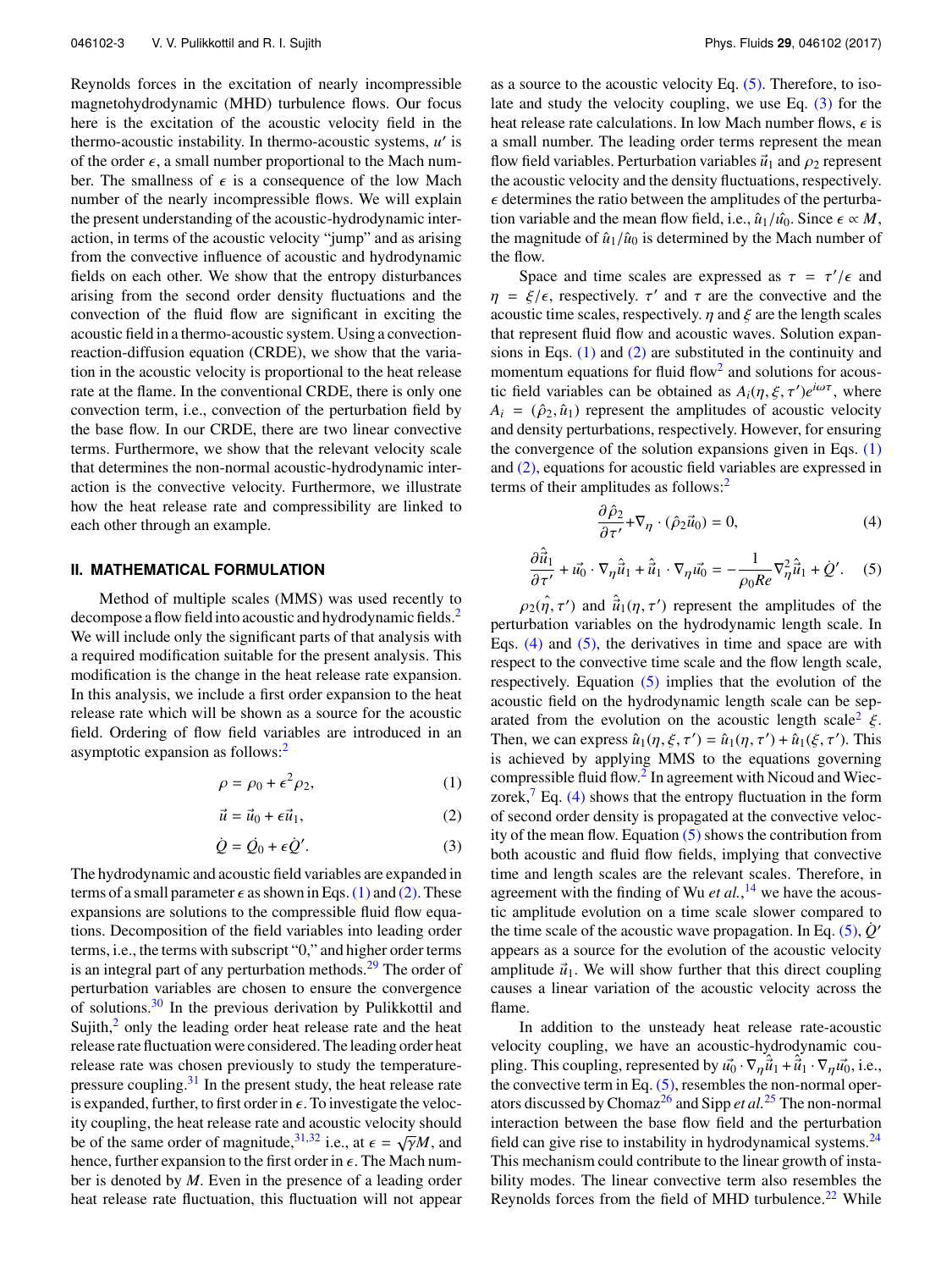Reynolds forces in the excitation of nearly incompressible magnetohydrodynamic (MHD) turbulence flows. Our focus here is the excitation of the acoustic velocity field in the thermo-acoustic instability. In thermo-acoustic systems, $u'$ is of the order $\epsilon$, a small number proportional to the Mach number. The smallness of $\epsilon$ is a consequence of the low Mach number of the nearly incompressible flows. We will explain the present understanding of the acoustic-hydrodynamic interaction, in terms of the acoustic velocity "jump" and as arising from the convective influence of acoustic and hydrodynamic fields on each other. We show that the entropy disturbances arising from the second order density fluctuations and the convection of the fluid flow are significant in exciting the acoustic field in a thermo-acoustic system. Using a convection-reaction-diffusion equation (CRDE), we show that the variation in the acoustic velocity is proportional to the heat release rate at the flame. In the conventional CRDE, there is only one convection term, i.e., convection of the perturbation field by the base flow. In our CRDE, there are two linear convective terms. Furthermore, we show that the relevant velocity scale that determines the non-normal acoustic-hydrodynamic interaction is the convective velocity. Furthermore, we illustrate how the heat release rate and compressibility are linked to each other through an example.

## II. MATHEMATICAL FORMULATION

Method of multiple scales (MMS) was used recently to decompose a flow field into acoustic and hydrodynamic fields.[2] We will include only the significant parts of that analysis with a required modification suitable for the present analysis. This modification is the change in the heat release rate expansion. In this analysis, we include a first order expansion to the heat release rate which will be shown as a source for the acoustic field. Ordering of flow field variables are introduced in an asymptotic expansion as follows:[2]

$$\rho = \rho_0 + \epsilon^2 \rho_2, \tag{1}$$

$$\vec{u} = \vec{u_0} + \epsilon \vec{u}_1, \tag{2}$$

$$\dot{Q} = \dot{Q}_0 + \epsilon \dot{Q}'. \tag{3}$$

The hydrodynamic and acoustic field variables are expanded in terms of a small parameter $\epsilon$ as shown in Eqs. (1) and (2). These expansions are solutions to the compressible fluid flow equations. Decomposition of the field variables into leading order terms, i.e., the terms with subscript "0," and higher order terms is an integral part of any perturbation methods.[29] The order of perturbation variables are chosen to ensure the convergence of solutions.[30] In the previous derivation by Pulikkottil and Sujith,[2] only the leading order heat release rate and the heat release rate fluctuation were considered. The leading order heat release rate was chosen previously to study the temperature-pressure coupling.[31] In the present study, the heat release rate is expanded, further, to first order in $\epsilon$. To investigate the velocity coupling, the heat release rate and acoustic velocity should be of the same order of magnitude,[31,32] i.e., at $\epsilon = \sqrt{\gamma}M$, and hence, further expansion to the first order in $\epsilon$. The Mach number is denoted by $M$. Even in the presence of a leading order heat release rate fluctuation, this fluctuation will not appear as a source to the acoustic velocity Eq. (5). Therefore, to isolate and study the velocity coupling, we use Eq. (3) for the heat release rate calculations. In low Mach number flows, $\epsilon$ is a small number. The leading order terms represent the mean flow field variables. Perturbation variables $\vec{u}_1$ and $\rho_2$ represent the acoustic velocity and the density fluctuations, respectively. $\epsilon$ determines the ratio between the amplitudes of the perturbation variable and the mean flow field, i.e., $\hat{u}_1/\hat{u}_0$. Since $\epsilon \propto M$, the magnitude of $\hat{u}_1/\hat{u}_0$ is determined by the Mach number of the flow.

Space and time scales are expressed as $\tau = \tau'/\epsilon$ and $\eta = \xi/\epsilon$, respectively. $\tau'$ and $\tau$ are the convective and the acoustic time scales, respectively. $\eta$ and $\xi$ are the length scales that represent fluid flow and acoustic waves. Solution expansions in Eqs. (1) and (2) are substituted in the continuity and momentum equations for fluid flow[2] and solutions for acoustic field variables can be obtained as $A_i(\eta, \xi, \tau')e^{i\omega\tau}$, where $A_i = (\hat{\rho}_2, \hat{u}_1)$ represent the amplitudes of acoustic velocity and density perturbations, respectively. However, for ensuring the convergence of the solution expansions given in Eqs. (1) and (2), equations for acoustic field variables are expressed in terms of their amplitudes as follows:[2]

$$\frac{\partial \hat{\rho}_2}{\partial \tau'} + \nabla_\eta \cdot (\hat{\rho}_2 \vec{u}_0) = 0, \tag{4}$$

$$\frac{\partial \hat{\hat{u}}_1}{\partial \tau'} + \vec{u_0} \cdot \nabla_\eta \hat{\hat{u}}_1 + \hat{\hat{u}}_1 \cdot \nabla_\eta \vec{u_0} = -\frac{1}{\rho_0 Re} \nabla_\eta^2 \hat{\hat{u}}_1 + \dot{Q}'. \tag{5}$$

$\hat{\rho_2}(\eta, \tau')$ and $\hat{\hat{u}}_1(\eta, \tau')$ represent the amplitudes of the perturbation variables on the hydrodynamic length scale. In Eqs. (4) and (5), the derivatives in time and space are with respect to the convective time scale and the flow length scale, respectively. Equation (5) implies that the evolution of the acoustic field on the hydrodynamic length scale can be separated from the evolution on the acoustic length scale[2] $\xi$. Then, we can express $\hat{u}_1(\eta, \xi, \tau') = \hat{u}_1(\eta, \tau') + \hat{u}_1(\xi, \tau')$. This is achieved by applying MMS to the equations governing compressible fluid flow.[2] In agreement with Nicoud and Wieczorek,[7] Eq. (4) shows that the entropy fluctuation in the form of second order density is propagated at the convective velocity of the mean flow. Equation (5) shows the contribution from both acoustic and fluid flow fields, implying that convective time and length scales are the relevant scales. Therefore, in agreement with the finding of Wu *et al.*,[14] we have the acoustic amplitude evolution on a time scale slower compared to the time scale of the acoustic wave propagation. In Eq. (5), $\dot{Q}'$ appears as a source for the evolution of the acoustic velocity amplitude $\vec{u}_1$. We will show further that this direct coupling causes a linear variation of the acoustic velocity across the flame.

In addition to the unsteady heat release rate-acoustic velocity coupling, we have an acoustic-hydrodynamic coupling. This coupling, represented by $\vec{u_0} \cdot \nabla_\eta \hat{\hat{u}}_1 + \hat{\hat{u}}_1 \cdot \nabla_\eta \vec{u_0}$, i.e., the convective term in Eq. (5), resembles the non-normal operators discussed by Chomaz[26] and Sipp *et al.*[25] The non-normal interaction between the base flow field and the perturbation field can give rise to instability in hydrodynamical systems.[24] This mechanism could contribute to the linear growth of instability modes. The linear convective term also resembles the Reynolds forces from the field of MHD turbulence.[22] While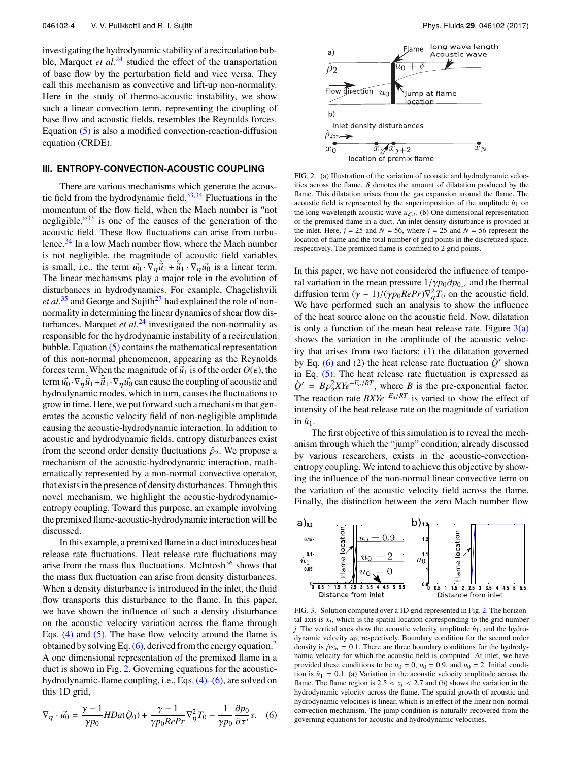investigating the hydrodynamic stability of a recirculation bubble, Marquet *et al.*[24] studied the effect of the transportation of base flow by the perturbation field and vice versa. They call this mechanism as convective and lift-up non-normality. Here in the study of thermo-acoustic instability, we show such a linear convection term, representing the coupling of base flow and acoustic fields, resembles the Reynolds forces. Equation (5) is also a modified convection-reaction-diffusion equation (CRDE).

## III. ENTROPY-CONVECTION-ACOUSTIC COUPLING

There are various mechanisms which generate the acoustic field from the hydrodynamic field.[33,34] Fluctuations in the momentum of the flow field, when the Mach number is "not negligible,"[33] is one of the causes of the generation of the acoustic field. These flow fluctuations can arise from turbulence.[34] In a low Mach number flow, where the Mach number is not negligible, the magnitude of acoustic field variables is small, i.e., the term $\vec{u_0} \cdot \nabla_\eta \hat{\vec{u}}_1 + \hat{\vec{u}}_1 \cdot \nabla_\eta \vec{u_0}$ is a linear term. The linear mechanisms play a major role in the evolution of disturbances in hydrodynamics. For example, Chagelishvili *et al.*[35] and George and Sujith[27] had explained the role of non-normality in determining the linear dynamics of shear flow disturbances. Marquet *et al.*[24] investigated the non-normality as responsible for the hydrodynamic instability of a recirculation bubble. Equation (5) contains the mathematical representation of this non-normal phenomenon, appearing as the Reynolds forces term. When the magnitude of $\vec{u}_1$ is of the order $O(\epsilon)$, the term $\vec{u_0} \cdot \nabla_\eta \hat{\vec{u}}_1 + \hat{\vec{u}}_1 \cdot \nabla_\eta \vec{u_0}$ can cause the coupling of acoustic and hydrodynamic modes, which in turn, causes the fluctuations to grow in time. Here, we put forward such a mechanism that generates the acoustic velocity field of non-negligible amplitude causing the acoustic-hydrodynamic interaction. In addition to acoustic and hydrodynamic fields, entropy disturbances exist from the second order density fluctuations $\hat{\rho}_2$. We propose a mechanism of the acoustic-hydrodynamic interaction, mathematically represented by a non-normal convective operator, that exists in the presence of density disturbances. Through this novel mechanism, we highlight the acoustic-hydrodynamic-entropy coupling. Toward this purpose, an example involving the premixed flame-acoustic-hydrodynamic interaction will be discussed.

In this example, a premixed flame in a duct introduces heat release rate fluctuations. Heat release rate fluctuations may arise from the mass flux fluctuations. McIntosh[36] shows that the mass flux fluctuation can arise from density disturbances. When a density disturbance is introduced in the inlet, the fluid flow transports this disturbance to the flame. In this paper, we have shown the influence of such a density disturbance on the acoustic velocity variation across the flame through Eqs. (4) and (5). The base flow velocity around the flame is obtained by solving Eq. (6), derived from the energy equation.[2] A one dimensional representation of the premixed flame in a duct is shown in Fig. 2. Governing equations for the acoustic-hydrodynamic-flame coupling, i.e., Eqs. (4)–(6), are solved on this 1D grid,

$$\nabla_\eta \cdot \vec{u_0} = \frac{\gamma - 1}{\gamma p_0} H Da(\dot{Q}_0) + \frac{\gamma - 1}{\gamma p_0 RePr} \nabla_\eta^2 T_0 - \frac{1}{\gamma p_0} \frac{\partial p_0}{\partial \tau'} s. \quad (6)$$

FIG. 2. (a) Illustration of the variation of acoustic and hydrodynamic velocities across the flame. $\delta$ denotes the amount of dilatation produced by the flame. This dilatation arises from the gas expansion around the flame. The acoustic field is represented by the superimposition of the amplitude $\hat{u}_1$ on the long wavelength acoustic wave $u_{\xi,t}$. (b) One dimensional representation of the premixed flame in a duct. An inlet density disturbance is provided at the inlet. Here, $j = 25$ and $N = 56$, where $j = 25$ and $N = 56$ represent the location of flame and the total number of grid points in the discretized space, respectively. The premixed flame is confined to 2 grid points.

In this paper, we have not considered the influence of temporal variation in the mean pressure $1/\gamma p_0 \partial p_{0_{\tau'}}$ and the thermal diffusion term $(\gamma - 1)/(\gamma p_0 RePr)\nabla_\eta^2 T_0$ on the acoustic field. We have performed such an analysis to show the influence of the heat source alone on the acoustic field. Now, dilatation is only a function of the mean heat release rate. Figure 3(a) shows the variation in the amplitude of the acoustic velocity that arises from two factors: (1) the dilatation governed by Eq. (6) and (2) the heat release rate fluctuation $\dot{Q}'$ shown in Eq. (5). The heat release rate fluctuation is expressed as $\dot{Q}' = B\rho_2^2 XYe^{-E_a/RT}$, where $B$ is the pre-exponential factor. The reaction rate $BXYe^{-E_a/RT}$ is varied to show the effect of intensity of the heat release rate on the magnitude of variation in $\hat{u}_1$.

The first objective of this simulation is to reveal the mechanism through which the "jump" condition, already discussed by various researchers, exists in the acoustic-convection-entropy coupling. We intend to achieve this objective by showing the influence of the non-normal linear convective term on the variation of the acoustic velocity field across the flame. Finally, the distinction between the zero Mach number flow

FIG. 3. Solution computed over a 1D grid represented in Fig. 2. The horizontal axis is $x_j$, which is the spatial location corresponding to the grid number $j$. The vertical axes show the acoustic velocity amplitude $\hat{u}_1$, and the hydrodynamic velocity $u_0$, respectively. Boundary condition for the second order density is $\hat{\rho}_{2in} = 0.1$. There are three boundary conditions for the hydrodynamic velocity for which the acoustic field is computed. At inlet, we have provided these conditions to be $u_0 = 0$, $u_0 = 0.9$, and $u_0 = 2$. Initial condition is $\hat{u}_1 = 0.1$. (a) Variation in the acoustic velocity amplitude across the flame. The flame region is $2.5 < x_j < 2.7$ and (b) shows the variation in the hydrodynamic velocity across the flame. The spatial growth of acoustic and hydrodynamic velocities is linear, which is an effect of the linear non-normal convection mechanism. The jump condition is naturally recovered from the governing equations for acoustic and hydrodynamic velocities.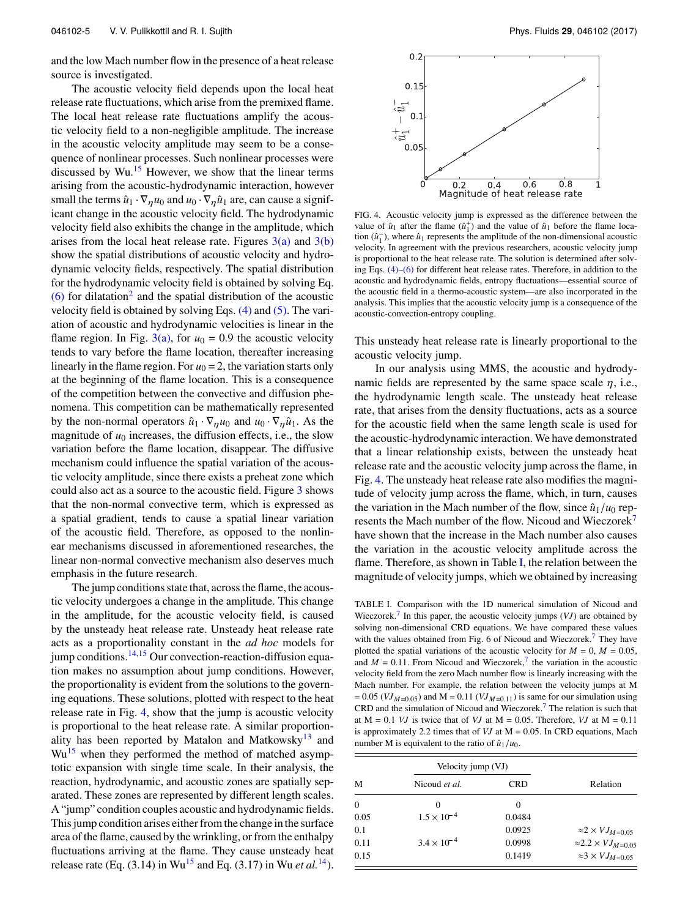and the low Mach number flow in the presence of a heat release source is investigated.

The acoustic velocity field depends upon the local heat release rate fluctuations, which arise from the premixed flame. The local heat release rate fluctuations amplify the acoustic velocity field to a non-negligible amplitude. The increase in the acoustic velocity amplitude may seem to be a consequence of nonlinear processes. Such nonlinear processes were discussed by Wu.[15] However, we show that the linear terms arising from the acoustic-hydrodynamic interaction, however small the terms $\hat{u}_1 \cdot \nabla_\eta u_0$ and $u_0 \cdot \nabla_\eta \hat{u}_1$ are, can cause a significant change in the acoustic velocity field. The hydrodynamic velocity field also exhibits the change in the amplitude, which arises from the local heat release rate. Figures 3(a) and 3(b) show the spatial distributions of acoustic velocity and hydrodynamic velocity fields, respectively. The spatial distribution for the hydrodynamic velocity field is obtained by solving Eq. (6) for dilatation[2] and the spatial distribution of the acoustic velocity field is obtained by solving Eqs. (4) and (5). The variation of acoustic and hydrodynamic velocities is linear in the flame region. In Fig. 3(a), for $u_0 = 0.9$ the acoustic velocity tends to vary before the flame location, thereafter increasing linearly in the flame region. For $u_0 = 2$, the variation starts only at the beginning of the flame location. This is a consequence of the competition between the convective and diffusion phenomena. This competition can be mathematically represented by the non-normal operators $\hat{u}_1 \cdot \nabla_\eta u_0$ and $u_0 \cdot \nabla_\eta \hat{u}_1$. As the magnitude of $u_0$ increases, the diffusion effects, i.e., the slow variation before the flame location, disappear. The diffusive mechanism could influence the spatial variation of the acoustic velocity amplitude, since there exists a preheat zone which could also act as a source to the acoustic field. Figure 3 shows that the non-normal convective term, which is expressed as a spatial gradient, tends to cause a spatial linear variation of the acoustic field. Therefore, as opposed to the nonlinear mechanisms discussed in aforementioned researches, the linear non-normal convective mechanism also deserves much emphasis in the future research.

The jump conditions state that, across the flame, the acoustic velocity undergoes a change in the amplitude. This change in the amplitude, for the acoustic velocity field, is caused by the unsteady heat release rate. Unsteady heat release rate acts as a proportionality constant in the *ad hoc* models for jump conditions.[14,15] Our convection-reaction-diffusion equation makes no assumption about jump conditions. However, the proportionality is evident from the solutions to the governing equations. These solutions, plotted with respect to the heat release rate in Fig. 4, show that the jump is acoustic velocity is proportional to the heat release rate. A similar proportionality has been reported by Matalon and Matkowsky[13] and Wu[15] when they performed the method of matched asymptotic expansion with single time scale. In their analysis, the reaction, hydrodynamic, and acoustic zones are spatially separated. These zones are represented by different length scales. A "jump" condition couples acoustic and hydrodynamic fields. This jump condition arises either from the change in the surface area of the flame, caused by the wrinkling, or from the enthalpy fluctuations arriving at the flame. They cause unsteady heat release rate (Eq. (3.14) in Wu[15] and Eq. (3.17) in Wu *et al.*[14]).

FIG. 4. Acoustic velocity jump is expressed as the difference between the value of $\hat{u}_1$ after the flame ($\hat{u}_1^+$) and the value of $\hat{u}_1$ before the flame location ($\hat{u}_1^-$), where $\hat{u}_1$ represents the amplitude of the non-dimensional acoustic velocity. In agreement with the previous researchers, acoustic velocity jump is proportional to the heat release rate. The solution is determined after solving Eqs. (4)–(6) for different heat release rates. Therefore, in addition to the acoustic and hydrodynamic fields, entropy fluctuations—essential source of the acoustic field in a thermo-acoustic system—are also incorporated in the analysis. This implies that the acoustic velocity jump is a consequence of the acoustic-convection-entropy coupling.

This unsteady heat release rate is linearly proportional to the acoustic velocity jump.

In our analysis using MMS, the acoustic and hydrodynamic fields are represented by the same space scale $\eta$, i.e., the hydrodynamic length scale. The unsteady heat release rate, that arises from the density fluctuations, acts as a source for the acoustic field when the same length scale is used for the acoustic-hydrodynamic interaction. We have demonstrated that a linear relationship exists, between the unsteady heat release rate and the acoustic velocity jump across the flame, in Fig. 4. The unsteady heat release rate also modifies the magnitude of velocity jump across the flame, which, in turn, causes the variation in the Mach number of the flow, since $\hat{u}_1/u_0$ represents the Mach number of the flow. Nicoud and Wieczorek[7] have shown that the increase in the Mach number also causes the variation in the acoustic velocity amplitude across the flame. Therefore, as shown in Table I, the relation between the magnitude of velocity jumps, which we obtained by increasing

TABLE I. Comparison with the 1D numerical simulation of Nicoud and Wieczorek.[7] In this paper, the acoustic velocity jumps (*VJ*) are obtained by solving non-dimensional CRD equations. We have compared these values with the values obtained from Fig. 6 of Nicoud and Wieczorek.[7] They have plotted the spatial variations of the acoustic velocity for $M = 0$, $M = 0.05$, and $M = 0.11$. From Nicoud and Wieczorek,[7] the variation in the acoustic velocity field from the zero Mach number flow is linearly increasing with the Mach number. For example, the relation between the velocity jumps at M = 0.05 ($VJ_{M=0.05}$) and M = 0.11 ($VJ_{M=0.11}$) is same for our simulation using CRD and the simulation of Nicoud and Wieczorek.[7] The relation is such that at M = 0.1 *VJ* is twice that of *VJ* at M = 0.05. Therefore, *VJ* at M = 0.11 is approximately 2.2 times that of *VJ* at M = 0.05. In CRD equations, Mach number M is equivalent to the ratio of $\hat{u}_1/u_0$.

| M | Velocity jump (VJ) | | Relation |
|---|---|---|---|
| | Nicoud *et al.* | CRD | |
| 0 | 0 | 0 | |
| 0.05 | $1.5 \times 10^{-4}$ | 0.0484 | |
| 0.1 | | 0.0925 | $\approx 2 \times VJ_{M=0.05}$ |
| 0.11 | $3.4 \times 10^{-4}$ | 0.0998 | $\approx 2.2 \times VJ_{M=0.05}$ |
| 0.15 | | 0.1419 | $\approx 3 \times VJ_{M=0.05}$ |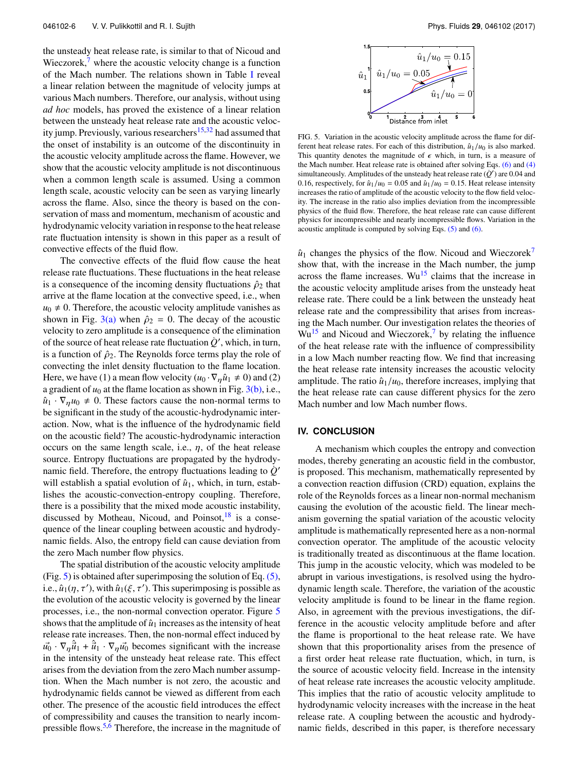the unsteady heat release rate, is similar to that of Nicoud and Wieczorek,[7] where the acoustic velocity change is a function of the Mach number. The relations shown in Table I reveal a linear relation between the magnitude of velocity jumps at various Mach numbers. Therefore, our analysis, without using *ad hoc* models, has proved the existence of a linear relation between the unsteady heat release rate and the acoustic velocity jump. Previously, various researchers[15,32] had assumed that the onset of instability is an outcome of the discontinuity in the acoustic velocity amplitude across the flame. However, we show that the acoustic velocity amplitude is not discontinuous when a common length scale is assumed. Using a common length scale, acoustic velocity can be seen as varying linearly across the flame. Also, since the theory is based on the conservation of mass and momentum, mechanism of acoustic and hydrodynamic velocity variation in response to the heat release rate fluctuation intensity is shown in this paper as a result of convective effects of the fluid flow.

The convective effects of the fluid flow cause the heat release rate fluctuations. These fluctuations in the heat release is a consequence of the incoming density fluctuations $\hat{\rho}_2$ that arrive at the flame location at the convective speed, i.e., when $u_0 \neq 0$. Therefore, the acoustic velocity amplitude vanishes as shown in Fig. 3(a) when $\hat{\rho}_2 = 0$. The decay of the acoustic velocity to zero amplitude is a consequence of the elimination of the source of heat release rate fluctuation $\dot{Q}'$, which, in turn, is a function of $\hat{\rho}_2$. The Reynolds force terms play the role of convecting the inlet density fluctuation to the flame location. Here, we have (1) a mean flow velocity $(u_0 \cdot \nabla_\eta \hat{u}_1 \neq 0)$ and (2) a gradient of $u_0$ at the flame location as shown in Fig. 3(b), i.e., $\hat{u}_1 \cdot \nabla_\eta u_0 \neq 0$. These factors cause the non-normal terms to be significant in the study of the acoustic-hydrodynamic interaction. Now, what is the influence of the hydrodynamic field on the acoustic field? The acoustic-hydrodynamic interaction occurs on the same length scale, i.e., $\eta$, of the heat release source. Entropy fluctuations are propagated by the hydrodynamic field. Therefore, the entropy fluctuations leading to $\dot{Q}'$ will establish a spatial evolution of $\hat{u}_1$, which, in turn, establishes the acoustic-convection-entropy coupling. Therefore, there is a possibility that the mixed mode acoustic instability, discussed by Motheau, Nicoud, and Poinsot,[18] is a consequence of the linear coupling between acoustic and hydrodynamic fields. Also, the entropy field can cause deviation from the zero Mach number flow physics.

The spatial distribution of the acoustic velocity amplitude (Fig. 5) is obtained after superimposing the solution of Eq. (5), i.e., $\hat{u}_1(\eta, \tau')$, with $\hat{u}_1(\xi, \tau')$. This superimposing is possible as the evolution of the acoustic velocity is governed by the linear processes, i.e., the non-normal convection operator. Figure 5 shows that the amplitude of $\hat{u}_1$ increases as the intensity of heat release rate increases. Then, the non-normal effect induced by $\vec{u_0} \cdot \nabla_\eta \hat{\vec{u}}_1 + \hat{\vec{u}}_1 \cdot \nabla_\eta \vec{u_0}$ becomes significant with the increase in the intensity of the unsteady heat release rate. This effect arises from the deviation from the zero Mach number assumption. When the Mach number is not zero, the acoustic and hydrodynamic fields cannot be viewed as different from each other. The presence of the acoustic field introduces the effect of compressibility and causes the transition to nearly incompressible flows.[5,6] Therefore, the increase in the magnitude of $\hat{u}_1$ changes the physics of the flow. Nicoud and Wieczorek[7] show that, with the increase in the Mach number, the jump across the flame increases. Wu[15] claims that the increase in the acoustic velocity amplitude arises from the unsteady heat release rate. There could be a link between the unsteady heat release rate and the compressibility that arises from increasing the Mach number. Our investigation relates the theories of Wu[15] and Nicoud and Wieczorek,[7] by relating the influence of the heat release rate with the influence of compressibility in a low Mach number reacting flow. We find that increasing the heat release rate intensity increases the acoustic velocity amplitude. The ratio $\hat{u}_1/u_0$, therefore increases, implying that the heat release rate can cause different physics for the zero Mach number and low Mach number flows.

FIG. 5. Variation in the acoustic velocity amplitude across the flame for different heat release rates. For each of this distribution, $\hat{u}_1/u_0$ is also marked. This quantity denotes the magnitude of $\epsilon$ which, in turn, is a measure of the Mach number. Heat release rate is obtained after solving Eqs. (6) and (4) simultaneously. Amplitudes of the unsteady heat release rate $(\dot{Q}')$ are 0.04 and 0.16, respectively, for $\hat{u}_1/u_0 = 0.05$ and $\hat{u}_1/u_0 = 0.15$. Heat release intensity increases the ratio of amplitude of the acoustic velocity to the flow field velocity. The increase in the ratio also implies deviation from the incompressible physics of the fluid flow. Therefore, the heat release rate can cause different physics for incompressible and nearly incompressible flows. Variation in the acoustic amplitude is computed by solving Eqs. (5) and (6).

## IV. CONCLUSION

A mechanism which couples the entropy and convection modes, thereby generating an acoustic field in the combustor, is proposed. This mechanism, mathematically represented by a convection reaction diffusion (CRD) equation, explains the role of the Reynolds forces as a linear non-normal mechanism causing the evolution of the acoustic field. The linear mechanism governing the spatial variation of the acoustic velocity amplitude is mathematically represented here as a non-normal convection operator. The amplitude of the acoustic velocity is traditionally treated as discontinuous at the flame location. This jump in the acoustic velocity, which was modeled to be abrupt in various investigations, is resolved using the hydrodynamic length scale. Therefore, the variation of the acoustic velocity amplitude is found to be linear in the flame region. Also, in agreement with the previous investigations, the difference in the acoustic velocity amplitude before and after the flame is proportional to the heat release rate. We have shown that this proportionality arises from the presence of a first order heat release rate fluctuation, which, in turn, is the source of acoustic velocity field. Increase in the intensity of heat release rate increases the acoustic velocity amplitude. This implies that the ratio of acoustic velocity amplitude to hydrodynamic velocity increases with the increase in the heat release rate. A coupling between the acoustic and hydrodynamic fields, described in this paper, is therefore necessary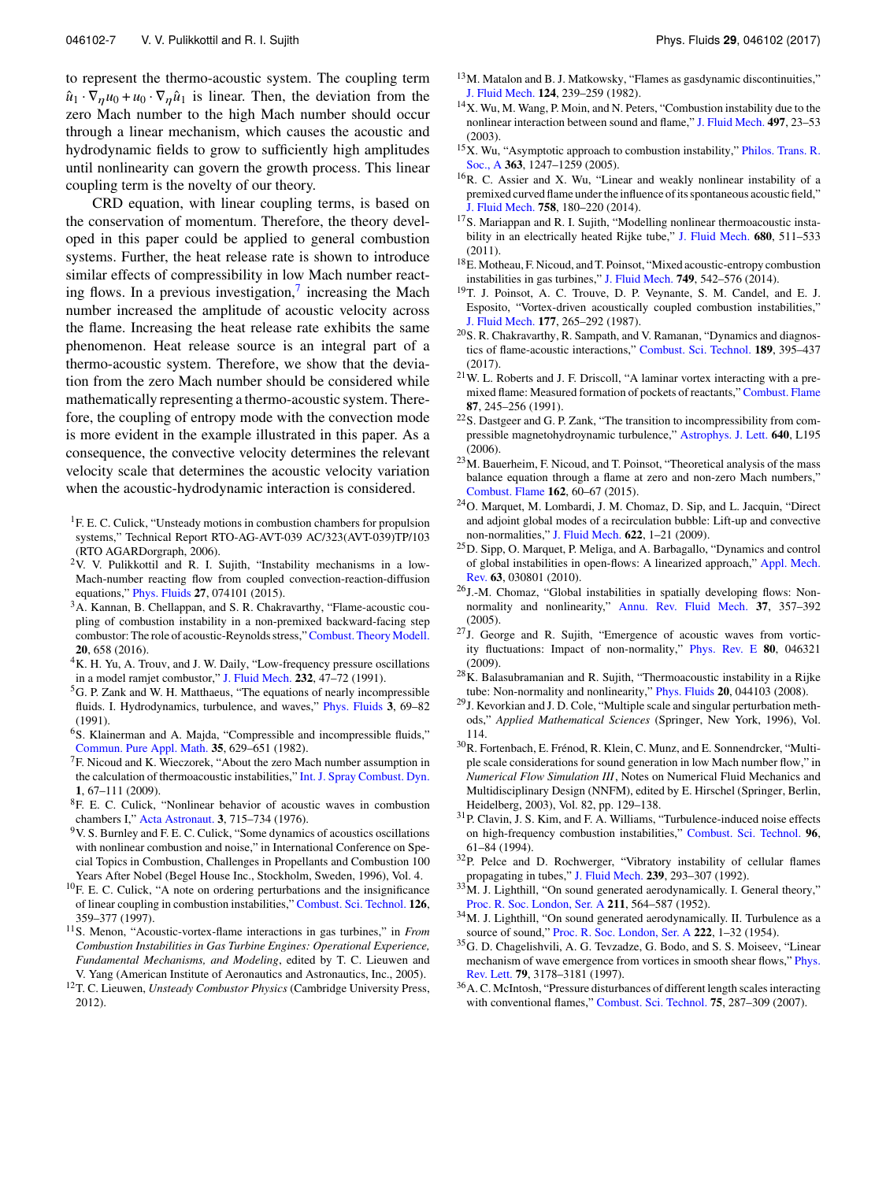to represent the thermo-acoustic system. The coupling term $\hat{u}_1 \cdot \nabla_\eta u_0 + u_0 \cdot \nabla_\eta \hat{u}_1$ is linear. Then, the deviation from the zero Mach number to the high Mach number should occur through a linear mechanism, which causes the acoustic and hydrodynamic fields to grow to sufficiently high amplitudes until nonlinearity can govern the growth process. This linear coupling term is the novelty of our theory.

CRD equation, with linear coupling terms, is based on the conservation of momentum. Therefore, the theory developed in this paper could be applied to general combustion systems. Further, the heat release rate is shown to introduce similar effects of compressibility in low Mach number reacting flows. In a previous investigation,[7] increasing the Mach number increased the amplitude of acoustic velocity across the flame. Increasing the heat release rate exhibits the same phenomenon. Heat release source is an integral part of a thermo-acoustic system. Therefore, we show that the deviation from the zero Mach number should be considered while mathematically representing a thermo-acoustic system. Therefore, the coupling of entropy mode with the convection mode is more evident in the example illustrated in this paper. As a consequence, the convective velocity determines the relevant velocity scale that determines the acoustic velocity variation when the acoustic-hydrodynamic interaction is considered.

[1] F. E. C. Culick, "Unsteady motions in combustion chambers for propulsion systems," Technical Report RTO-AG-AVT-039 AC/323(AVT-039)TP/103 (RTO AGARDorgraph, 2006).

[2] V. V. Pulikkottil and R. I. Sujith, "Instability mechanisms in a low-Mach-number reacting flow from coupled convection-reaction-diffusion equations," Phys. Fluids **27**, 074101 (2015).

[3] A. Kannan, B. Chellappan, and S. R. Chakravarthy, "Flame-acoustic coupling of combustion instability in a non-premixed backward-facing step combustor: The role of acoustic-Reynolds stress," Combust. Theory Modell. **20**, 658 (2016).

[4] K. H. Yu, A. Trouv, and J. W. Daily, "Low-frequency pressure oscillations in a model ramjet combustor," J. Fluid Mech. **232**, 47–72 (1991).

[5] G. P. Zank and W. H. Matthaeus, "The equations of nearly incompressible fluids. I. Hydrodynamics, turbulence, and waves," Phys. Fluids **3**, 69–82 (1991).

[6] S. Klainerman and A. Majda, "Compressible and incompressible fluids," Commun. Pure Appl. Math. **35**, 629–651 (1982).

[7] F. Nicoud and K. Wieczorek, "About the zero Mach number assumption in the calculation of thermoacoustic instabilities," Int. J. Spray Combust. Dyn. **1**, 67–111 (2009).

[8] F. E. C. Culick, "Nonlinear behavior of acoustic waves in combustion chambers I," Acta Astronaut. **3**, 715–734 (1976).

[9] V. S. Burnley and F. E. C. Culick, "Some dynamics of acoustics oscillations with nonlinear combustion and noise," in International Conference on Special Topics in Combustion, Challenges in Propellants and Combustion 100 Years After Nobel (Begel House Inc., Stockholm, Sweden, 1996), Vol. 4.

[10] F. E. C. Culick, "A note on ordering perturbations and the insignificance of linear coupling in combustion instabilities," Combust. Sci. Technol. **126**, 359–377 (1997).

[11] S. Menon, "Acoustic-vortex-flame interactions in gas turbines," in *From Combustion Instabilities in Gas Turbine Engines: Operational Experience, Fundamental Mechanisms, and Modeling*, edited by T. C. Lieuwen and V. Yang (American Institute of Aeronautics and Astronautics, Inc., 2005).

[12] T. C. Lieuwen, *Unsteady Combustor Physics* (Cambridge University Press, 2012).

[13] M. Matalon and B. J. Matkowsky, "Flames as gasdynamic discontinuities," J. Fluid Mech. **124**, 239–259 (1982).

[14] X. Wu, M. Wang, P. Moin, and N. Peters, "Combustion instability due to the nonlinear interaction between sound and flame," J. Fluid Mech. **497**, 23–53 (2003).

[15] X. Wu, "Asymptotic approach to combustion instability," Philos. Trans. R. Soc., A **363**, 1247–1259 (2005).

[16] R. C. Assier and X. Wu, "Linear and weakly nonlinear instability of a premixed curved flame under the influence of its spontaneous acoustic field," J. Fluid Mech. **758**, 180–220 (2014).

[17] S. Mariappan and R. I. Sujith, "Modelling nonlinear thermoacoustic instability in an electrically heated Rijke tube," J. Fluid Mech. **680**, 511–533 (2011).

[18] E. Motheau, F. Nicoud, and T. Poinsot, "Mixed acoustic-entropy combustion instabilities in gas turbines," J. Fluid Mech. **749**, 542–576 (2014).

[19] T. J. Poinsot, A. C. Trouve, D. P. Veynante, S. M. Candel, and E. J. Esposito, "Vortex-driven acoustically coupled combustion instabilities," J. Fluid Mech. **177**, 265–292 (1987).

[20] S. R. Chakravarthy, R. Sampath, and V. Ramanan, "Dynamics and diagnostics of flame-acoustic interactions," Combust. Sci. Technol. **189**, 395–437 (2017).

[21] W. L. Roberts and J. F. Driscoll, "A laminar vortex interacting with a premixed flame: Measured formation of pockets of reactants," Combust. Flame **87**, 245–256 (1991).

[22] S. Dastgeer and G. P. Zank, "The transition to incompressibility from compressible magnetohydroynamic turbulence," Astrophys. J. Lett. **640**, L195 (2006).

[23] M. Bauerheim, F. Nicoud, and T. Poinsot, "Theoretical analysis of the mass balance equation through a flame at zero and non-zero Mach numbers," Combust. Flame **162**, 60–67 (2015).

[24] O. Marquet, M. Lombardi, J. M. Chomaz, D. Sip, and L. Jacquin, "Direct and adjoint global modes of a recirculation bubble: Lift-up and convective non-normalities," J. Fluid Mech. **622**, 1–21 (2009).

[25] D. Sipp, O. Marquet, P. Meliga, and A. Barbagallo, "Dynamics and control of global instabilities in open-flows: A linearized approach," Appl. Mech. Rev. **63**, 030801 (2010).

[26] J.-M. Chomaz, "Global instabilities in spatially developing flows: Non-normality and nonlinearity," Annu. Rev. Fluid Mech. **37**, 357–392 (2005).

[27] J. George and R. Sujith, "Emergence of acoustic waves from vorticity fluctuations: Impact of non-normality," Phys. Rev. E **80**, 046321 (2009).

[28] K. Balasubramanian and R. Sujith, "Thermoacoustic instability in a Rijke tube: Non-normality and nonlinearity," Phys. Fluids **20**, 044103 (2008).

[29] J. Kevorkian and J. D. Cole, "Multiple scale and singular perturbation methods," *Applied Mathematical Sciences* (Springer, New York, 1996), Vol. 114.

[30] R. Fortenbach, E. Frénod, R. Klein, C. Munz, and E. Sonnendrcker, "Multiple scale considerations for sound generation in low Mach number flow," in *Numerical Flow Simulation III*, Notes on Numerical Fluid Mechanics and Multidisciplinary Design (NNFM), edited by E. Hirschel (Springer, Berlin, Heidelberg, 2003), Vol. 82, pp. 129–138.

[31] P. Clavin, J. S. Kim, and F. A. Williams, "Turbulence-induced noise effects on high-frequency combustion instabilities," Combust. Sci. Technol. **96**, 61–84 (1994).

[32] P. Pelce and D. Rochwerger, "Vibratory instability of cellular flames propagating in tubes," J. Fluid Mech. **239**, 293–307 (1992).

[33] M. J. Lighthill, "On sound generated aerodynamically. I. General theory," Proc. R. Soc. London, Ser. A **211**, 564–587 (1952).

[34] M. J. Lighthill, "On sound generated aerodynamically. II. Turbulence as a source of sound," Proc. R. Soc. London, Ser. A **222**, 1–32 (1954).

[35] G. D. Chagelishvili, A. G. Tevzadze, G. Bodo, and S. S. Moiseev, "Linear mechanism of wave emergence from vortices in smooth shear flows," Phys. Rev. Lett. **79**, 3178–3181 (1997).

[36] A. C. McIntosh, "Pressure disturbances of different length scales interacting with conventional flames," Combust. Sci. Technol. **75**, 287–309 (2007).